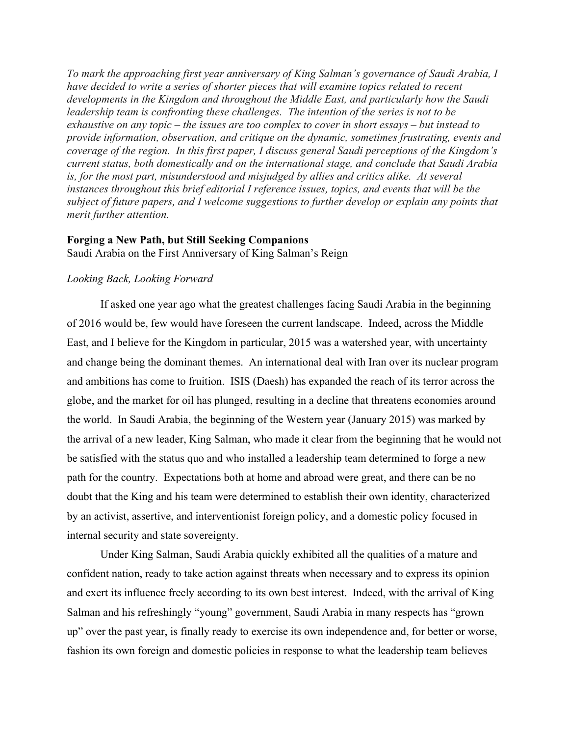*To mark the approaching first year anniversary of King Salman's governance of Saudi Arabia, I have decided to write a series of shorter pieces that will examine topics related to recent developments in the Kingdom and throughout the Middle East, and particularly how the Saudi leadership team is confronting these challenges. The intention of the series is not to be exhaustive on any topic – the issues are too complex to cover in short essays – but instead to provide information, observation, and critique on the dynamic, sometimes frustrating, events and coverage of the region. In this first paper, I discuss general Saudi perceptions of the Kingdom's current status, both domestically and on the international stage, and conclude that Saudi Arabia is, for the most part, misunderstood and misjudged by allies and critics alike. At several instances throughout this brief editorial I reference issues, topics, and events that will be the subject of future papers, and I welcome suggestions to further develop or explain any points that merit further attention.*

**Forging a New Path, but Still Seeking Companions**
Saudi Arabia on the First Anniversary of King Salman's Reign

*Looking Back, Looking Forward*

If asked one year ago what the greatest challenges facing Saudi Arabia in the beginning of 2016 would be, few would have foreseen the current landscape. Indeed, across the Middle East, and I believe for the Kingdom in particular, 2015 was a watershed year, with uncertainty and change being the dominant themes. An international deal with Iran over its nuclear program and ambitions has come to fruition. ISIS (Daesh) has expanded the reach of its terror across the globe, and the market for oil has plunged, resulting in a decline that threatens economies around the world. In Saudi Arabia, the beginning of the Western year (January 2015) was marked by the arrival of a new leader, King Salman, who made it clear from the beginning that he would not be satisfied with the status quo and who installed a leadership team determined to forge a new path for the country. Expectations both at home and abroad were great, and there can be no doubt that the King and his team were determined to establish their own identity, characterized by an activist, assertive, and interventionist foreign policy, and a domestic policy focused in internal security and state sovereignty.

Under King Salman, Saudi Arabia quickly exhibited all the qualities of a mature and confident nation, ready to take action against threats when necessary and to express its opinion and exert its influence freely according to its own best interest. Indeed, with the arrival of King Salman and his refreshingly "young" government, Saudi Arabia in many respects has "grown up" over the past year, is finally ready to exercise its own independence and, for better or worse, fashion its own foreign and domestic policies in response to what the leadership team believes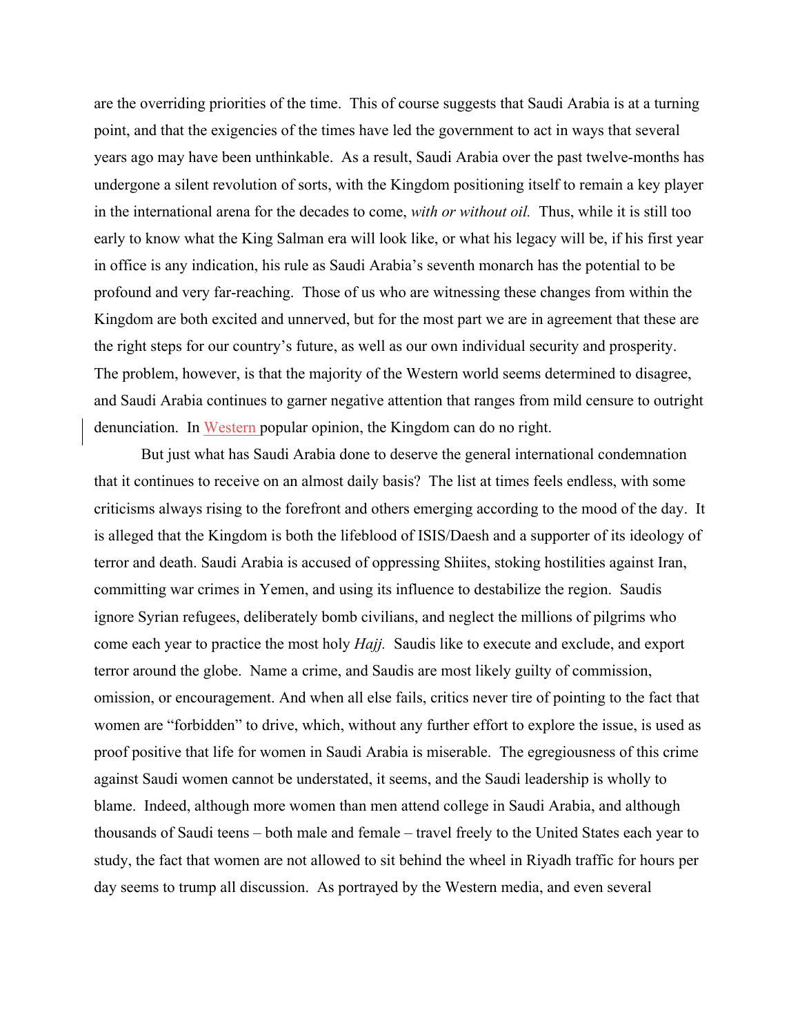are the overriding priorities of the time. This of course suggests that Saudi Arabia is at a turning point, and that the exigencies of the times have led the government to act in ways that several years ago may have been unthinkable. As a result, Saudi Arabia over the past twelve-months has undergone a silent revolution of sorts, with the Kingdom positioning itself to remain a key player in the international arena for the decades to come, *with or without oil.* Thus, while it is still too early to know what the King Salman era will look like, or what his legacy will be, if his first year in office is any indication, his rule as Saudi Arabia's seventh monarch has the potential to be profound and very far-reaching. Those of us who are witnessing these changes from within the Kingdom are both excited and unnerved, but for the most part we are in agreement that these are the right steps for our country's future, as well as our own individual security and prosperity. The problem, however, is that the majority of the Western world seems determined to disagree, and Saudi Arabia continues to garner negative attention that ranges from mild censure to outright denunciation. In Western popular opinion, the Kingdom can do no right.

But just what has Saudi Arabia done to deserve the general international condemnation that it continues to receive on an almost daily basis? The list at times feels endless, with some criticisms always rising to the forefront and others emerging according to the mood of the day. It is alleged that the Kingdom is both the lifeblood of ISIS/Daesh and a supporter of its ideology of terror and death. Saudi Arabia is accused of oppressing Shiites, stoking hostilities against Iran, committing war crimes in Yemen, and using its influence to destabilize the region. Saudis ignore Syrian refugees, deliberately bomb civilians, and neglect the millions of pilgrims who come each year to practice the most holy *Hajj.* Saudis like to execute and exclude, and export terror around the globe. Name a crime, and Saudis are most likely guilty of commission, omission, or encouragement. And when all else fails, critics never tire of pointing to the fact that women are "forbidden" to drive, which, without any further effort to explore the issue, is used as proof positive that life for women in Saudi Arabia is miserable. The egregiousness of this crime against Saudi women cannot be understated, it seems, and the Saudi leadership is wholly to blame. Indeed, although more women than men attend college in Saudi Arabia, and although thousands of Saudi teens – both male and female – travel freely to the United States each year to study, the fact that women are not allowed to sit behind the wheel in Riyadh traffic for hours per day seems to trump all discussion. As portrayed by the Western media, and even several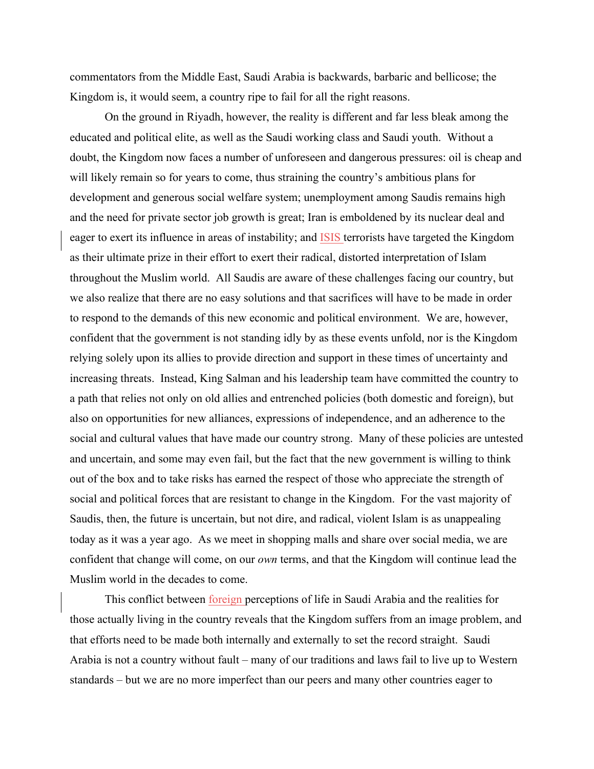commentators from the Middle East, Saudi Arabia is backwards, barbaric and bellicose; the Kingdom is, it would seem, a country ripe to fail for all the right reasons.

On the ground in Riyadh, however, the reality is different and far less bleak among the educated and political elite, as well as the Saudi working class and Saudi youth. Without a doubt, the Kingdom now faces a number of unforeseen and dangerous pressures: oil is cheap and will likely remain so for years to come, thus straining the country's ambitious plans for development and generous social welfare system; unemployment among Saudis remains high and the need for private sector job growth is great; Iran is emboldened by its nuclear deal and eager to exert its influence in areas of instability; and ISIS terrorists have targeted the Kingdom as their ultimate prize in their effort to exert their radical, distorted interpretation of Islam throughout the Muslim world. All Saudis are aware of these challenges facing our country, but we also realize that there are no easy solutions and that sacrifices will have to be made in order to respond to the demands of this new economic and political environment. We are, however, confident that the government is not standing idly by as these events unfold, nor is the Kingdom relying solely upon its allies to provide direction and support in these times of uncertainty and increasing threats. Instead, King Salman and his leadership team have committed the country to a path that relies not only on old allies and entrenched policies (both domestic and foreign), but also on opportunities for new alliances, expressions of independence, and an adherence to the social and cultural values that have made our country strong. Many of these policies are untested and uncertain, and some may even fail, but the fact that the new government is willing to think out of the box and to take risks has earned the respect of those who appreciate the strength of social and political forces that are resistant to change in the Kingdom. For the vast majority of Saudis, then, the future is uncertain, but not dire, and radical, violent Islam is as unappealing today as it was a year ago. As we meet in shopping malls and share over social media, we are confident that change will come, on our *own* terms, and that the Kingdom will continue lead the Muslim world in the decades to come.

This conflict between foreign perceptions of life in Saudi Arabia and the realities for those actually living in the country reveals that the Kingdom suffers from an image problem, and that efforts need to be made both internally and externally to set the record straight. Saudi Arabia is not a country without fault – many of our traditions and laws fail to live up to Western standards – but we are no more imperfect than our peers and many other countries eager to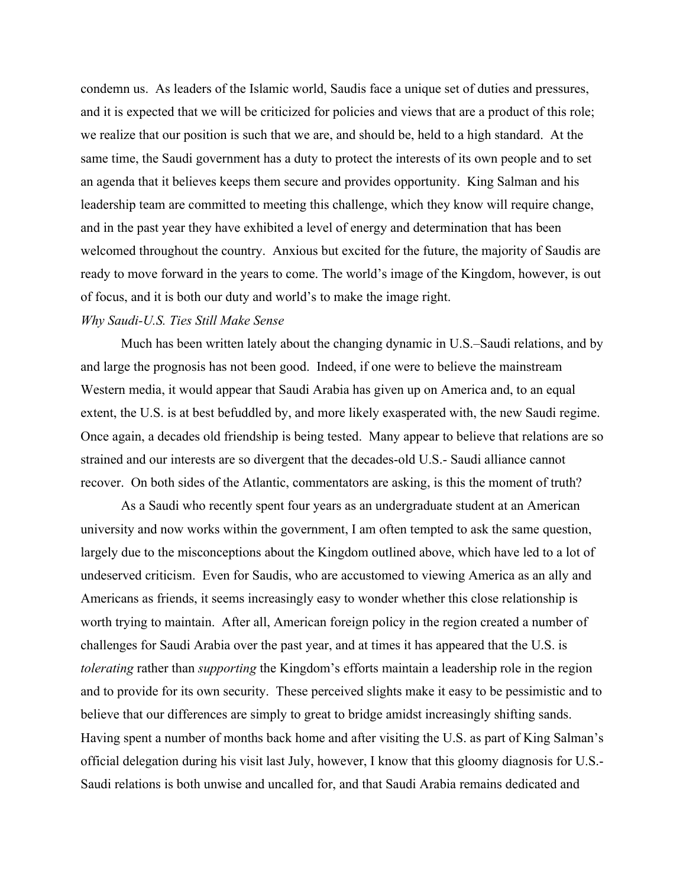condemn us. As leaders of the Islamic world, Saudis face a unique set of duties and pressures, and it is expected that we will be criticized for policies and views that are a product of this role; we realize that our position is such that we are, and should be, held to a high standard. At the same time, the Saudi government has a duty to protect the interests of its own people and to set an agenda that it believes keeps them secure and provides opportunity. King Salman and his leadership team are committed to meeting this challenge, which they know will require change, and in the past year they have exhibited a level of energy and determination that has been welcomed throughout the country. Anxious but excited for the future, the majority of Saudis are ready to move forward in the years to come. The world's image of the Kingdom, however, is out of focus, and it is both our duty and world's to make the image right.

*Why Saudi-U.S. Ties Still Make Sense*

Much has been written lately about the changing dynamic in U.S.–Saudi relations, and by and large the prognosis has not been good. Indeed, if one were to believe the mainstream Western media, it would appear that Saudi Arabia has given up on America and, to an equal extent, the U.S. is at best befuddled by, and more likely exasperated with, the new Saudi regime. Once again, a decades old friendship is being tested. Many appear to believe that relations are so strained and our interests are so divergent that the decades-old U.S.- Saudi alliance cannot recover. On both sides of the Atlantic, commentators are asking, is this the moment of truth?

As a Saudi who recently spent four years as an undergraduate student at an American university and now works within the government, I am often tempted to ask the same question, largely due to the misconceptions about the Kingdom outlined above, which have led to a lot of undeserved criticism. Even for Saudis, who are accustomed to viewing America as an ally and Americans as friends, it seems increasingly easy to wonder whether this close relationship is worth trying to maintain. After all, American foreign policy in the region created a number of challenges for Saudi Arabia over the past year, and at times it has appeared that the U.S. is *tolerating* rather than *supporting* the Kingdom's efforts maintain a leadership role in the region and to provide for its own security. These perceived slights make it easy to be pessimistic and to believe that our differences are simply to great to bridge amidst increasingly shifting sands. Having spent a number of months back home and after visiting the U.S. as part of King Salman's official delegation during his visit last July, however, I know that this gloomy diagnosis for U.S.-Saudi relations is both unwise and uncalled for, and that Saudi Arabia remains dedicated and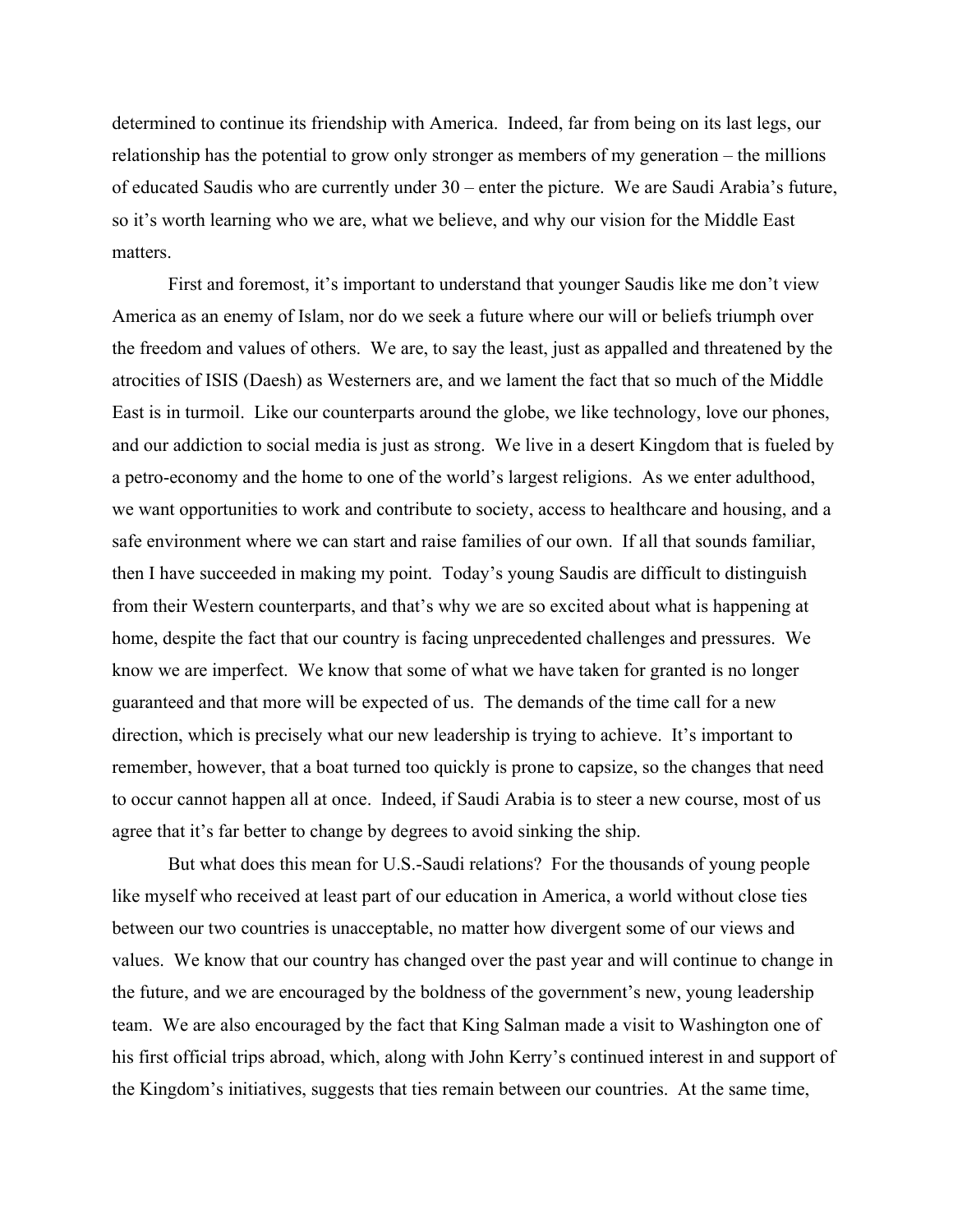determined to continue its friendship with America. Indeed, far from being on its last legs, our relationship has the potential to grow only stronger as members of my generation – the millions of educated Saudis who are currently under 30 – enter the picture. We are Saudi Arabia's future, so it's worth learning who we are, what we believe, and why our vision for the Middle East matters.

First and foremost, it's important to understand that younger Saudis like me don't view America as an enemy of Islam, nor do we seek a future where our will or beliefs triumph over the freedom and values of others. We are, to say the least, just as appalled and threatened by the atrocities of ISIS (Daesh) as Westerners are, and we lament the fact that so much of the Middle East is in turmoil. Like our counterparts around the globe, we like technology, love our phones, and our addiction to social media is just as strong. We live in a desert Kingdom that is fueled by a petro-economy and the home to one of the world's largest religions. As we enter adulthood, we want opportunities to work and contribute to society, access to healthcare and housing, and a safe environment where we can start and raise families of our own. If all that sounds familiar, then I have succeeded in making my point. Today's young Saudis are difficult to distinguish from their Western counterparts, and that's why we are so excited about what is happening at home, despite the fact that our country is facing unprecedented challenges and pressures. We know we are imperfect. We know that some of what we have taken for granted is no longer guaranteed and that more will be expected of us. The demands of the time call for a new direction, which is precisely what our new leadership is trying to achieve. It's important to remember, however, that a boat turned too quickly is prone to capsize, so the changes that need to occur cannot happen all at once. Indeed, if Saudi Arabia is to steer a new course, most of us agree that it's far better to change by degrees to avoid sinking the ship.

But what does this mean for U.S.-Saudi relations? For the thousands of young people like myself who received at least part of our education in America, a world without close ties between our two countries is unacceptable, no matter how divergent some of our views and values. We know that our country has changed over the past year and will continue to change in the future, and we are encouraged by the boldness of the government's new, young leadership team. We are also encouraged by the fact that King Salman made a visit to Washington one of his first official trips abroad, which, along with John Kerry's continued interest in and support of the Kingdom's initiatives, suggests that ties remain between our countries. At the same time,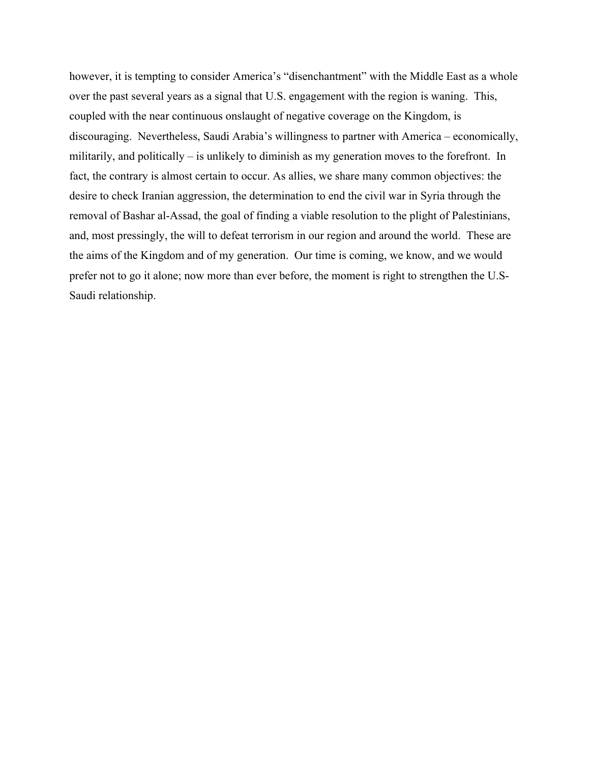however, it is tempting to consider America's "disenchantment" with the Middle East as a whole over the past several years as a signal that U.S. engagement with the region is waning. This, coupled with the near continuous onslaught of negative coverage on the Kingdom, is discouraging. Nevertheless, Saudi Arabia's willingness to partner with America – economically, militarily, and politically – is unlikely to diminish as my generation moves to the forefront. In fact, the contrary is almost certain to occur. As allies, we share many common objectives: the desire to check Iranian aggression, the determination to end the civil war in Syria through the removal of Bashar al-Assad, the goal of finding a viable resolution to the plight of Palestinians, and, most pressingly, the will to defeat terrorism in our region and around the world. These are the aims of the Kingdom and of my generation. Our time is coming, we know, and we would prefer not to go it alone; now more than ever before, the moment is right to strengthen the U.S-Saudi relationship.